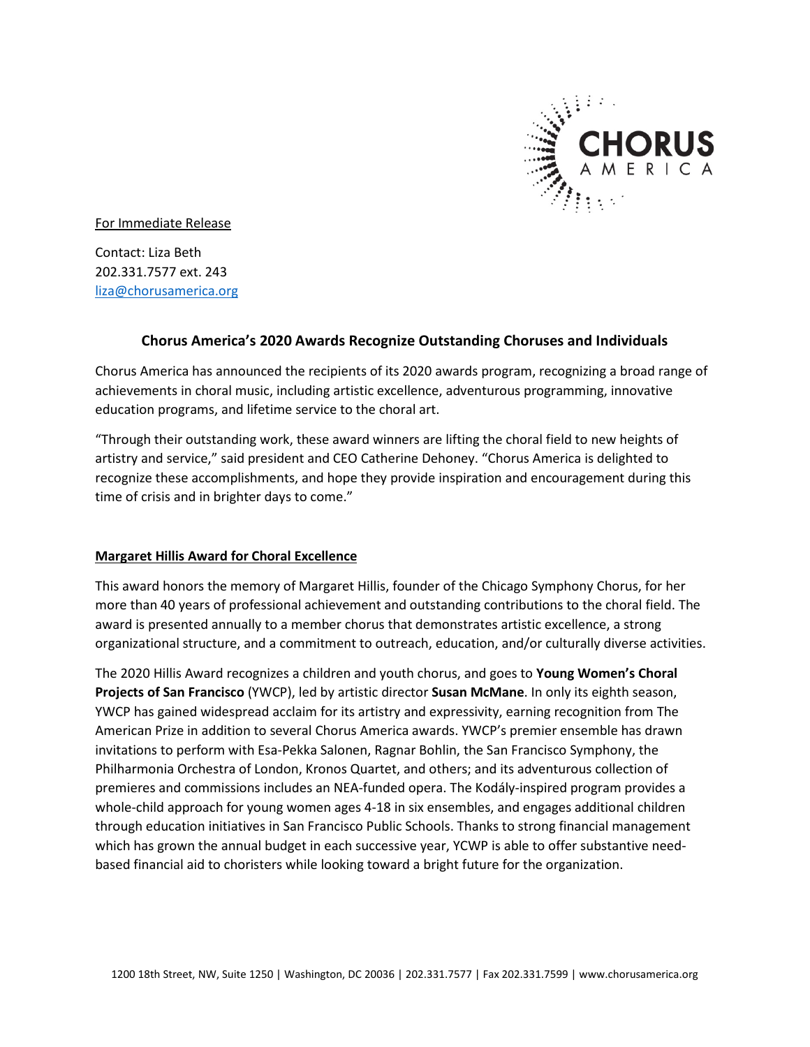For Immediate Release

Contact: Liza Beth
202.331.7577 ext. 243
liza@chorusamerica.org

## Chorus America's 2020 Awards Recognize Outstanding Choruses and Individuals

Chorus America has announced the recipients of its 2020 awards program, recognizing a broad range of achievements in choral music, including artistic excellence, adventurous programming, innovative education programs, and lifetime service to the choral art.

"Through their outstanding work, these award winners are lifting the choral field to new heights of artistry and service," said president and CEO Catherine Dehoney. "Chorus America is delighted to recognize these accomplishments, and hope they provide inspiration and encouragement during this time of crisis and in brighter days to come."

### Margaret Hillis Award for Choral Excellence

This award honors the memory of Margaret Hillis, founder of the Chicago Symphony Chorus, for her more than 40 years of professional achievement and outstanding contributions to the choral field. The award is presented annually to a member chorus that demonstrates artistic excellence, a strong organizational structure, and a commitment to outreach, education, and/or culturally diverse activities.

The 2020 Hillis Award recognizes a children and youth chorus, and goes to **Young Women's Choral Projects of San Francisco** (YWCP), led by artistic director **Susan McMane**. In only its eighth season, YWCP has gained widespread acclaim for its artistry and expressivity, earning recognition from The American Prize in addition to several Chorus America awards. YWCP's premier ensemble has drawn invitations to perform with Esa-Pekka Salonen, Ragnar Bohlin, the San Francisco Symphony, the Philharmonia Orchestra of London, Kronos Quartet, and others; and its adventurous collection of premieres and commissions includes an NEA-funded opera. The Kodály-inspired program provides a whole-child approach for young women ages 4-18 in six ensembles, and engages additional children through education initiatives in San Francisco Public Schools. Thanks to strong financial management which has grown the annual budget in each successive year, YCWP is able to offer substantive need-based financial aid to choristers while looking toward a bright future for the organization.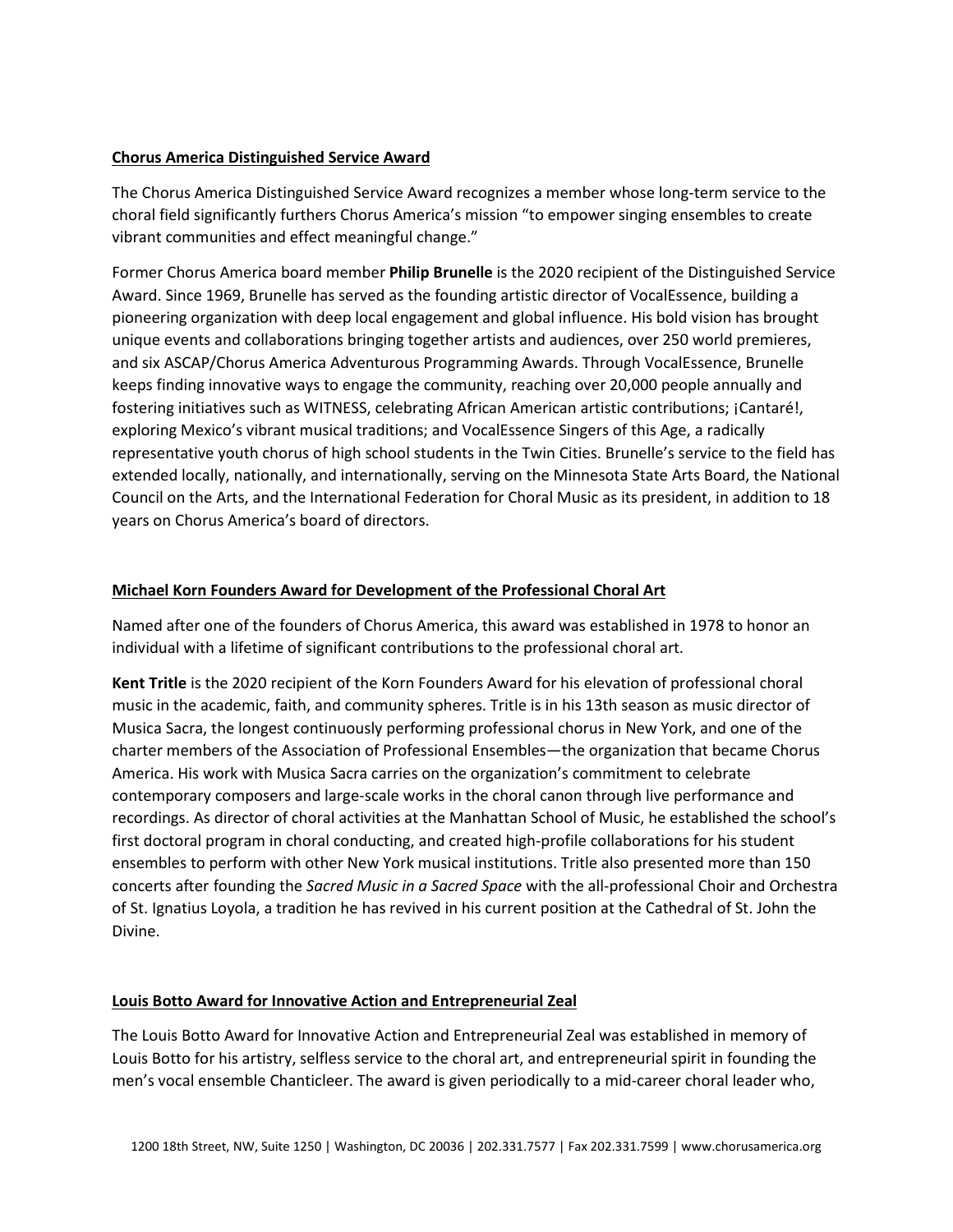## Chorus America Distinguished Service Award

The Chorus America Distinguished Service Award recognizes a member whose long-term service to the choral field significantly furthers Chorus America's mission "to empower singing ensembles to create vibrant communities and effect meaningful change."

Former Chorus America board member **Philip Brunelle** is the 2020 recipient of the Distinguished Service Award. Since 1969, Brunelle has served as the founding artistic director of VocalEssence, building a pioneering organization with deep local engagement and global influence. His bold vision has brought unique events and collaborations bringing together artists and audiences, over 250 world premieres, and six ASCAP/Chorus America Adventurous Programming Awards. Through VocalEssence, Brunelle keeps finding innovative ways to engage the community, reaching over 20,000 people annually and fostering initiatives such as WITNESS, celebrating African American artistic contributions; ¡Cantaré!, exploring Mexico's vibrant musical traditions; and VocalEssence Singers of this Age, a radically representative youth chorus of high school students in the Twin Cities. Brunelle's service to the field has extended locally, nationally, and internationally, serving on the Minnesota State Arts Board, the National Council on the Arts, and the International Federation for Choral Music as its president, in addition to 18 years on Chorus America's board of directors.

## Michael Korn Founders Award for Development of the Professional Choral Art

Named after one of the founders of Chorus America, this award was established in 1978 to honor an individual with a lifetime of significant contributions to the professional choral art.

**Kent Tritle** is the 2020 recipient of the Korn Founders Award for his elevation of professional choral music in the academic, faith, and community spheres. Tritle is in his 13th season as music director of Musica Sacra, the longest continuously performing professional chorus in New York, and one of the charter members of the Association of Professional Ensembles—the organization that became Chorus America. His work with Musica Sacra carries on the organization's commitment to celebrate contemporary composers and large-scale works in the choral canon through live performance and recordings. As director of choral activities at the Manhattan School of Music, he established the school's first doctoral program in choral conducting, and created high-profile collaborations for his student ensembles to perform with other New York musical institutions. Tritle also presented more than 150 concerts after founding the *Sacred Music in a Sacred Space* with the all-professional Choir and Orchestra of St. Ignatius Loyola, a tradition he has revived in his current position at the Cathedral of St. John the Divine.

## Louis Botto Award for Innovative Action and Entrepreneurial Zeal

The Louis Botto Award for Innovative Action and Entrepreneurial Zeal was established in memory of Louis Botto for his artistry, selfless service to the choral art, and entrepreneurial spirit in founding the men's vocal ensemble Chanticleer. The award is given periodically to a mid-career choral leader who,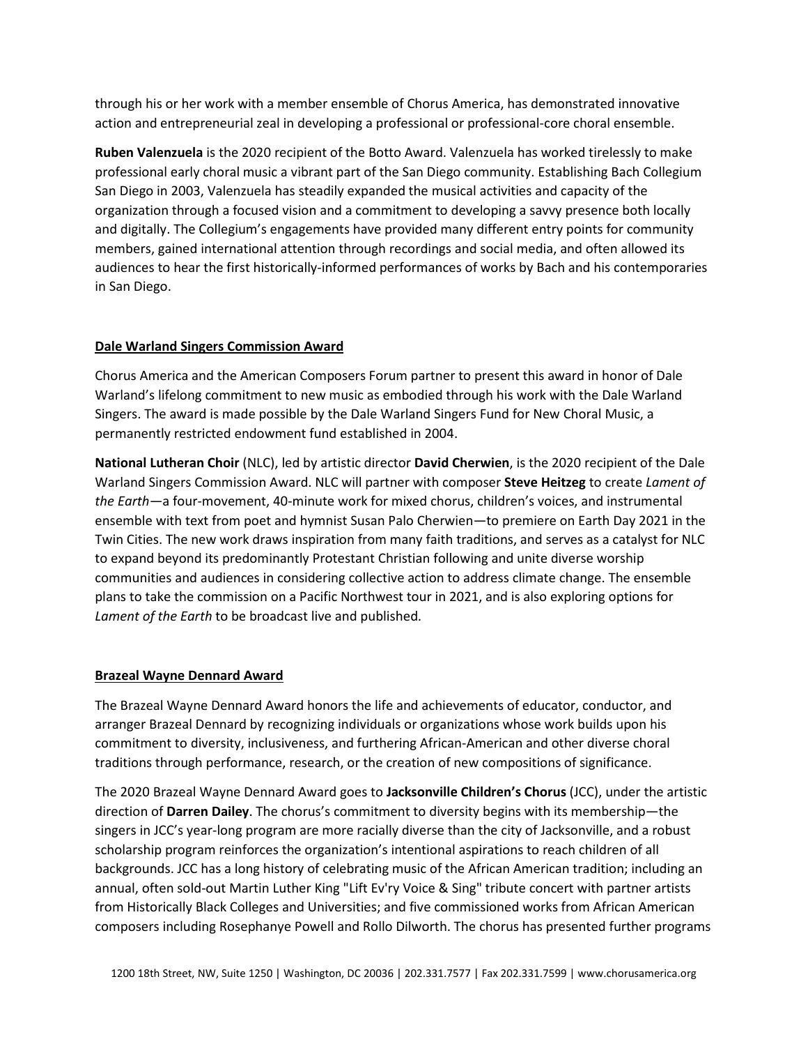through his or her work with a member ensemble of Chorus America, has demonstrated innovative action and entrepreneurial zeal in developing a professional or professional-core choral ensemble.

**Ruben Valenzuela** is the 2020 recipient of the Botto Award. Valenzuela has worked tirelessly to make professional early choral music a vibrant part of the San Diego community. Establishing Bach Collegium San Diego in 2003, Valenzuela has steadily expanded the musical activities and capacity of the organization through a focused vision and a commitment to developing a savvy presence both locally and digitally. The Collegium's engagements have provided many different entry points for community members, gained international attention through recordings and social media, and often allowed its audiences to hear the first historically-informed performances of works by Bach and his contemporaries in San Diego.

## Dale Warland Singers Commission Award

Chorus America and the American Composers Forum partner to present this award in honor of Dale Warland's lifelong commitment to new music as embodied through his work with the Dale Warland Singers. The award is made possible by the Dale Warland Singers Fund for New Choral Music, a permanently restricted endowment fund established in 2004.

**National Lutheran Choir** (NLC), led by artistic director **David Cherwien**, is the 2020 recipient of the Dale Warland Singers Commission Award. NLC will partner with composer **Steve Heitzeg** to create *Lament of the Earth*—a four-movement, 40-minute work for mixed chorus, children's voices, and instrumental ensemble with text from poet and hymnist Susan Palo Cherwien—to premiere on Earth Day 2021 in the Twin Cities. The new work draws inspiration from many faith traditions, and serves as a catalyst for NLC to expand beyond its predominantly Protestant Christian following and unite diverse worship communities and audiences in considering collective action to address climate change. The ensemble plans to take the commission on a Pacific Northwest tour in 2021, and is also exploring options for *Lament of the Earth* to be broadcast live and published.

## Brazeal Wayne Dennard Award

The Brazeal Wayne Dennard Award honors the life and achievements of educator, conductor, and arranger Brazeal Dennard by recognizing individuals or organizations whose work builds upon his commitment to diversity, inclusiveness, and furthering African-American and other diverse choral traditions through performance, research, or the creation of new compositions of significance.

The 2020 Brazeal Wayne Dennard Award goes to **Jacksonville Children's Chorus** (JCC), under the artistic direction of **Darren Dailey**. The chorus's commitment to diversity begins with its membership—the singers in JCC's year-long program are more racially diverse than the city of Jacksonville, and a robust scholarship program reinforces the organization's intentional aspirations to reach children of all backgrounds. JCC has a long history of celebrating music of the African American tradition; including an annual, often sold-out Martin Luther King "Lift Ev'ry Voice & Sing" tribute concert with partner artists from Historically Black Colleges and Universities; and five commissioned works from African American composers including Rosephanye Powell and Rollo Dilworth. The chorus has presented further programs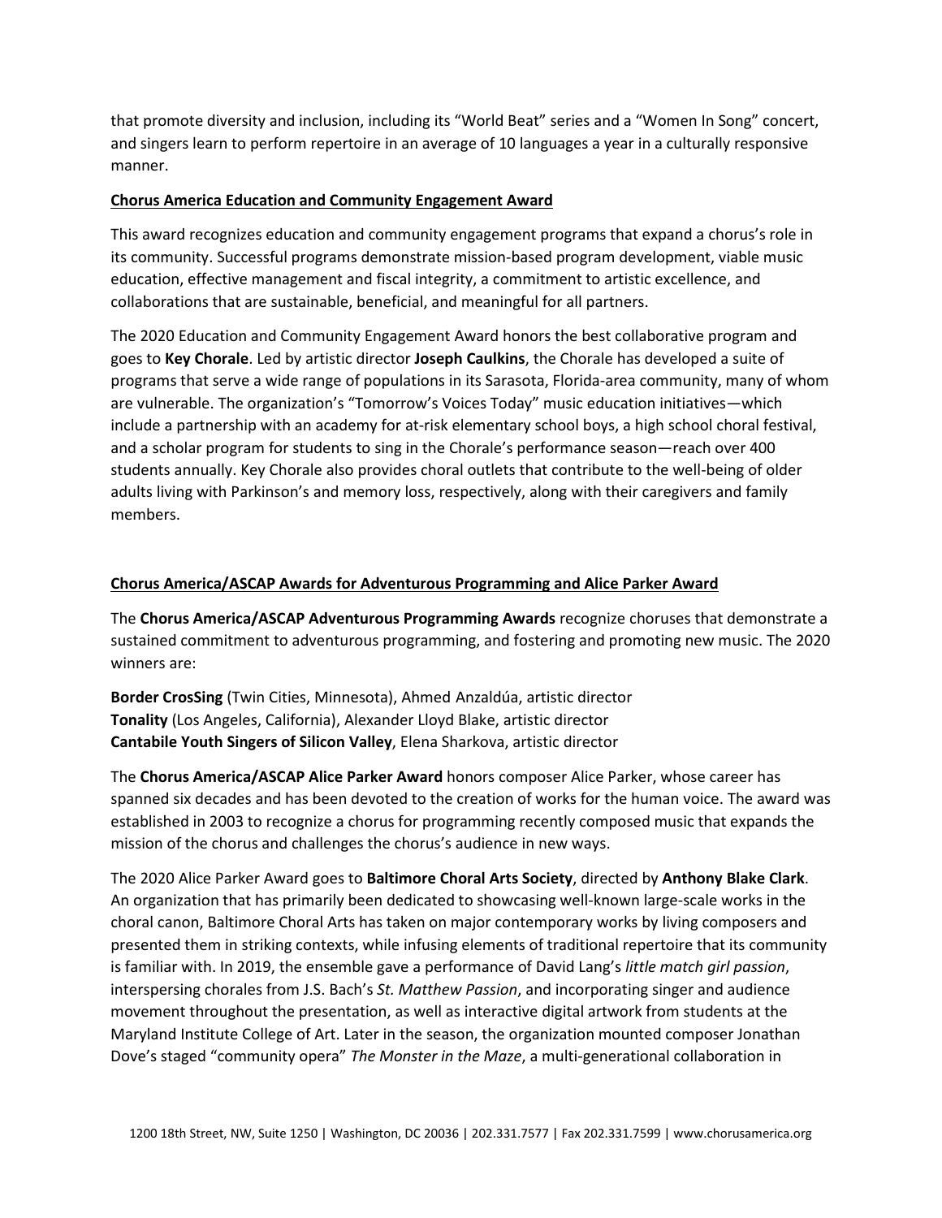that promote diversity and inclusion, including its "World Beat" series and a "Women In Song" concert, and singers learn to perform repertoire in an average of 10 languages a year in a culturally responsive manner.

## Chorus America Education and Community Engagement Award

This award recognizes education and community engagement programs that expand a chorus's role in its community. Successful programs demonstrate mission-based program development, viable music education, effective management and fiscal integrity, a commitment to artistic excellence, and collaborations that are sustainable, beneficial, and meaningful for all partners.

The 2020 Education and Community Engagement Award honors the best collaborative program and goes to **Key Chorale**. Led by artistic director **Joseph Caulkins**, the Chorale has developed a suite of programs that serve a wide range of populations in its Sarasota, Florida-area community, many of whom are vulnerable. The organization's "Tomorrow's Voices Today" music education initiatives—which include a partnership with an academy for at-risk elementary school boys, a high school choral festival, and a scholar program for students to sing in the Chorale's performance season—reach over 400 students annually. Key Chorale also provides choral outlets that contribute to the well-being of older adults living with Parkinson's and memory loss, respectively, along with their caregivers and family members.

## Chorus America/ASCAP Awards for Adventurous Programming and Alice Parker Award

The **Chorus America/ASCAP Adventurous Programming Awards** recognize choruses that demonstrate a sustained commitment to adventurous programming, and fostering and promoting new music. The 2020 winners are:

**Border CrosSing** (Twin Cities, Minnesota), Ahmed Anzaldúa, artistic director
**Tonality** (Los Angeles, California), Alexander Lloyd Blake, artistic director
**Cantabile Youth Singers of Silicon Valley**, Elena Sharkova, artistic director

The **Chorus America/ASCAP Alice Parker Award** honors composer Alice Parker, whose career has spanned six decades and has been devoted to the creation of works for the human voice. The award was established in 2003 to recognize a chorus for programming recently composed music that expands the mission of the chorus and challenges the chorus's audience in new ways.

The 2020 Alice Parker Award goes to **Baltimore Choral Arts Society**, directed by **Anthony Blake Clark**. An organization that has primarily been dedicated to showcasing well-known large-scale works in the choral canon, Baltimore Choral Arts has taken on major contemporary works by living composers and presented them in striking contexts, while infusing elements of traditional repertoire that its community is familiar with. In 2019, the ensemble gave a performance of David Lang's *little match girl passion*, interspersing chorales from J.S. Bach's *St. Matthew Passion*, and incorporating singer and audience movement throughout the presentation, as well as interactive digital artwork from students at the Maryland Institute College of Art. Later in the season, the organization mounted composer Jonathan Dove's staged "community opera" *The Monster in the Maze*, a multi-generational collaboration in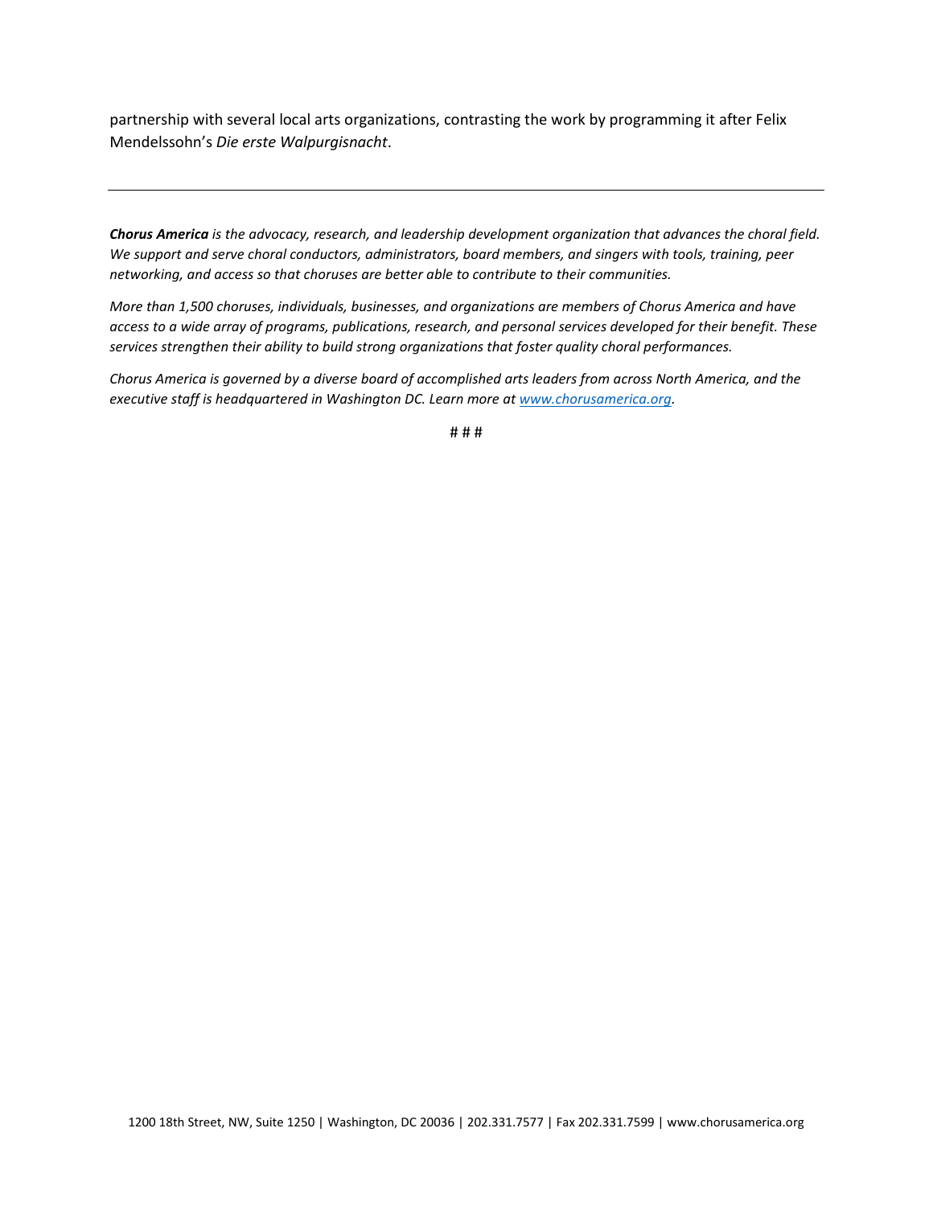partnership with several local arts organizations, contrasting the work by programming it after Felix Mendelssohn's *Die erste Walpurgisnacht*.

---

***Chorus America** is the advocacy, research, and leadership development organization that advances the choral field. We support and serve choral conductors, administrators, board members, and singers with tools, training, peer networking, and access so that choruses are better able to contribute to their communities.*

*More than 1,500 choruses, individuals, businesses, and organizations are members of Chorus America and have access to a wide array of programs, publications, research, and personal services developed for their benefit. These services strengthen their ability to build strong organizations that foster quality choral performances.*

*Chorus America is governed by a diverse board of accomplished arts leaders from across North America, and the executive staff is headquartered in Washington DC. Learn more at [www.chorusamerica.org](http://www.chorusamerica.org).*

# # #